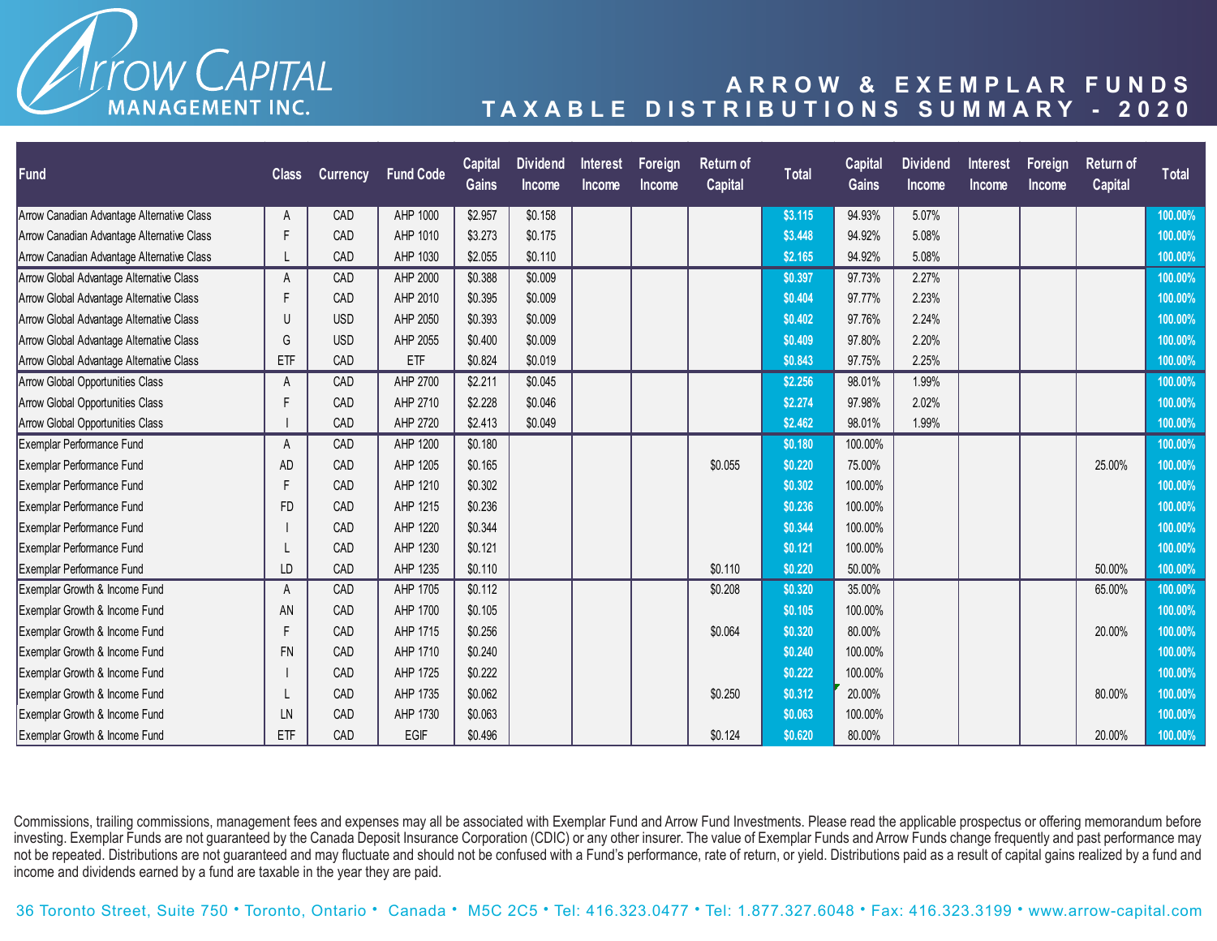# Arrow Capital Management Inc.

## ARROW & EXEMPLAR FUNDS TAXABLE DISTRIBUTIONS SUMMARY - 2020

| Fund | Class | Currency | Fund Code | Capital Gains | Dividend Income | Interest Income | Foreign Income | Return of Capital | Total | Capital Gains | Dividend Income | Interest Income | Foreign Income | Return of Capital | Total |
|---|---|---|---|---|---|---|---|---|---|---|---|---|---|---|---|
| Arrow Canadian Advantage Alternative Class | A | CAD | AHP 1000 | $2.957 | $0.158 | | | | $3.115 | 94.93% | 5.07% | | | | 100.00% |
| Arrow Canadian Advantage Alternative Class | F | CAD | AHP 1010 | $3.273 | $0.175 | | | | $3.448 | 94.92% | 5.08% | | | | 100.00% |
| Arrow Canadian Advantage Alternative Class | L | CAD | AHP 1030 | $2.055 | $0.110 | | | | $2.165 | 94.92% | 5.08% | | | | 100.00% |
| Arrow Global Advantage Alternative Class | A | CAD | AHP 2000 | $0.388 | $0.009 | | | | $0.397 | 97.73% | 2.27% | | | | 100.00% |
| Arrow Global Advantage Alternative Class | F | CAD | AHP 2010 | $0.395 | $0.009 | | | | $0.404 | 97.77% | 2.23% | | | | 100.00% |
| Arrow Global Advantage Alternative Class | U | USD | AHP 2050 | $0.393 | $0.009 | | | | $0.402 | 97.76% | 2.24% | | | | 100.00% |
| Arrow Global Advantage Alternative Class | G | USD | AHP 2055 | $0.400 | $0.009 | | | | $0.409 | 97.80% | 2.20% | | | | 100.00% |
| Arrow Global Advantage Alternative Class | ETF | CAD | ETF | $0.824 | $0.019 | | | | $0.843 | 97.75% | 2.25% | | | | 100.00% |
| Arrow Global Opportunities Class | A | CAD | AHP 2700 | $2.211 | $0.045 | | | | $2.256 | 98.01% | 1.99% | | | | 100.00% |
| Arrow Global Opportunities Class | F | CAD | AHP 2710 | $2.228 | $0.046 | | | | $2.274 | 97.98% | 2.02% | | | | 100.00% |
| Arrow Global Opportunities Class | I | CAD | AHP 2720 | $2.413 | $0.049 | | | | $2.462 | 98.01% | 1.99% | | | | 100.00% |
| Exemplar Performance Fund | A | CAD | AHP 1200 | $0.180 | | | | | $0.180 | 100.00% | | | | | 100.00% |
| Exemplar Performance Fund | AD | CAD | AHP 1205 | $0.165 | | | | $0.055 | $0.220 | 75.00% | | | | 25.00% | 100.00% |
| Exemplar Performance Fund | F | CAD | AHP 1210 | $0.302 | | | | | $0.302 | 100.00% | | | | | 100.00% |
| Exemplar Performance Fund | FD | CAD | AHP 1215 | $0.236 | | | | | $0.236 | 100.00% | | | | | 100.00% |
| Exemplar Performance Fund | I | CAD | AHP 1220 | $0.344 | | | | | $0.344 | 100.00% | | | | | 100.00% |
| Exemplar Performance Fund | L | CAD | AHP 1230 | $0.121 | | | | | $0.121 | 100.00% | | | | | 100.00% |
| Exemplar Performance Fund | LD | CAD | AHP 1235 | $0.110 | | | | $0.110 | $0.220 | 50.00% | | | | 50.00% | 100.00% |
| Exemplar Growth & Income Fund | A | CAD | AHP 1705 | $0.112 | | | | $0.208 | $0.320 | 35.00% | | | | 65.00% | 100.00% |
| Exemplar Growth & Income Fund | AN | CAD | AHP 1700 | $0.105 | | | | | $0.105 | 100.00% | | | | | 100.00% |
| Exemplar Growth & Income Fund | F | CAD | AHP 1715 | $0.256 | | | | $0.064 | $0.320 | 80.00% | | | | 20.00% | 100.00% |
| Exemplar Growth & Income Fund | FN | CAD | AHP 1710 | $0.240 | | | | | $0.240 | 100.00% | | | | | 100.00% |
| Exemplar Growth & Income Fund | I | CAD | AHP 1725 | $0.222 | | | | | $0.222 | 100.00% | | | | | 100.00% |
| Exemplar Growth & Income Fund | L | CAD | AHP 1735 | $0.062 | | | | $0.250 | $0.312 | 20.00% | | | | 80.00% | 100.00% |
| Exemplar Growth & Income Fund | LN | CAD | AHP 1730 | $0.063 | | | | | $0.063 | 100.00% | | | | | 100.00% |
| Exemplar Growth & Income Fund | ETF | CAD | EGIF | $0.496 | | | | $0.124 | $0.620 | 80.00% | | | | 20.00% | 100.00% |

Commissions, trailing commissions, management fees and expenses may all be associated with Exemplar Fund and Arrow Fund Investments. Please read the applicable prospectus or offering memorandum before investing. Exemplar Funds are not guaranteed by the Canada Deposit Insurance Corporation (CDIC) or any other insurer. The value of Exemplar Funds and Arrow Funds change frequently and past performance may not be repeated. Distributions are not guaranteed and may fluctuate and should not be confused with a Fund's performance, rate of return, or yield. Distributions paid as a result of capital gains realized by a fund and income and dividends earned by a fund are taxable in the year they are paid.

36 Toronto Street, Suite 750 • Toronto, Ontario • Canada • M5C 2C5 • Tel: 416.323.0477 • Tel: 1.877.327.6048 • Fax: 416.323.3199 • www.arrow-capital.com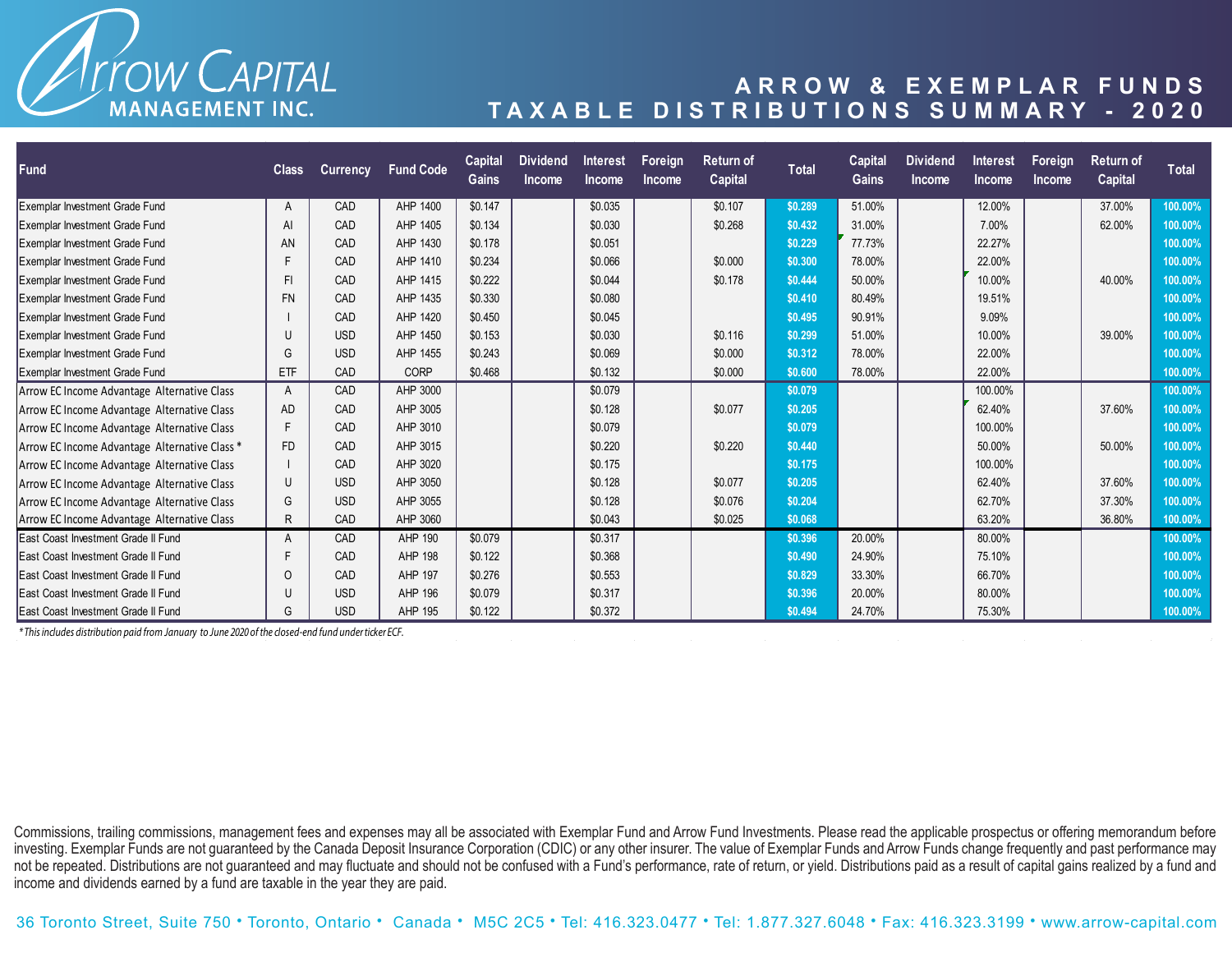# ARROW & EXEMPLAR FUNDS TAXABLE DISTRIBUTIONS SUMMARY - 2020

| Fund | Class | Currency | Fund Code | Capital Gains | Dividend Income | Interest Income | Foreign Income | Return of Capital | Total | Capital Gains | Dividend Income | Interest Income | Foreign Income | Return of Capital | Total |
|---|---|---|---|---|---|---|---|---|---|---|---|---|---|---|---|
| Exemplar Investment Grade Fund | A | CAD | AHP 1400 | $0.147 | | $0.035 | | $0.107 | $0.289 | 51.00% | | 12.00% | | 37.00% | 100.00% |
| Exemplar Investment Grade Fund | AI | CAD | AHP 1405 | $0.134 | | $0.030 | | $0.268 | $0.432 | 31.00% | | 7.00% | | 62.00% | 100.00% |
| Exemplar Investment Grade Fund | AN | CAD | AHP 1430 | $0.178 | | $0.051 | | | $0.229 | 77.73% | | 22.27% | | | 100.00% |
| Exemplar Investment Grade Fund | F | CAD | AHP 1410 | $0.234 | | $0.066 | | $0.000 | $0.300 | 78.00% | | 22.00% | | | 100.00% |
| Exemplar Investment Grade Fund | FI | CAD | AHP 1415 | $0.222 | | $0.044 | | $0.178 | $0.444 | 50.00% | | 10.00% | | 40.00% | 100.00% |
| Exemplar Investment Grade Fund | FN | CAD | AHP 1435 | $0.330 | | $0.080 | | | $0.410 | 80.49% | | 19.51% | | | 100.00% |
| Exemplar Investment Grade Fund | I | CAD | AHP 1420 | $0.450 | | $0.045 | | | $0.495 | 90.91% | | 9.09% | | | 100.00% |
| Exemplar Investment Grade Fund | U | USD | AHP 1450 | $0.153 | | $0.030 | | $0.116 | $0.299 | 51.00% | | 10.00% | | 39.00% | 100.00% |
| Exemplar Investment Grade Fund | G | USD | AHP 1455 | $0.243 | | $0.069 | | $0.000 | $0.312 | 78.00% | | 22.00% | | | 100.00% |
| Exemplar Investment Grade Fund | ETF | CAD | CORP | $0.468 | | $0.132 | | $0.000 | $0.600 | 78.00% | | 22.00% | | | 100.00% |
| Arrow EC Income Advantage Alternative Class | A | CAD | AHP 3000 | | | $0.079 | | | $0.079 | | | 100.00% | | | 100.00% |
| Arrow EC Income Advantage Alternative Class | AD | CAD | AHP 3005 | | | $0.128 | | $0.077 | $0.205 | | | 62.40% | | 37.60% | 100.00% |
| Arrow EC Income Advantage Alternative Class | F | CAD | AHP 3010 | | | $0.079 | | | $0.079 | | | 100.00% | | | 100.00% |
| Arrow EC Income Advantage Alternative Class * | FD | CAD | AHP 3015 | | | $0.220 | | $0.220 | $0.440 | | | 50.00% | | 50.00% | 100.00% |
| Arrow EC Income Advantage Alternative Class | I | CAD | AHP 3020 | | | $0.175 | | | $0.175 | | | 100.00% | | | 100.00% |
| Arrow EC Income Advantage Alternative Class | U | USD | AHP 3050 | | | $0.128 | | $0.077 | $0.205 | | | 62.40% | | 37.60% | 100.00% |
| Arrow EC Income Advantage Alternative Class | G | USD | AHP 3055 | | | $0.128 | | $0.076 | $0.204 | | | 62.70% | | 37.30% | 100.00% |
| Arrow EC Income Advantage Alternative Class | R | CAD | AHP 3060 | | | $0.043 | | $0.025 | $0.068 | | | 63.20% | | 36.80% | 100.00% |
| East Coast Investment Grade II Fund | A | CAD | AHP 190 | $0.079 | | $0.317 | | | $0.396 | 20.00% | | 80.00% | | | 100.00% |
| East Coast Investment Grade II Fund | F | CAD | AHP 198 | $0.122 | | $0.368 | | | $0.490 | 24.90% | | 75.10% | | | 100.00% |
| East Coast Investment Grade II Fund | O | CAD | AHP 197 | $0.276 | | $0.553 | | | $0.829 | 33.30% | | 66.70% | | | 100.00% |
| East Coast Investment Grade II Fund | U | USD | AHP 196 | $0.079 | | $0.317 | | | $0.396 | 20.00% | | 80.00% | | | 100.00% |
| East Coast Investment Grade II Fund | G | USD | AHP 195 | $0.122 | | $0.372 | | | $0.494 | 24.70% | | 75.30% | | | 100.00% |

*\*This includes distribution paid from January to June 2020 of the closed-end fund under ticker ECF.*

Commissions, trailing commissions, management fees and expenses may all be associated with Exemplar Fund and Arrow Fund Investments. Please read the applicable prospectus or offering memorandum before investing. Exemplar Funds are not guaranteed by the Canada Deposit Insurance Corporation (CDIC) or any other insurer. The value of Exemplar Funds and Arrow Funds change frequently and past performance may not be repeated. Distributions are not guaranteed and may fluctuate and should not be confused with a Fund's performance, rate of return, or yield. Distributions paid as a result of capital gains realized by a fund and income and dividends earned by a fund are taxable in the year they are paid.

36 Toronto Street, Suite 750 • Toronto, Ontario • Canada • M5C 2C5 • Tel: 416.323.0477 • Tel: 1.877.327.6048 • Fax: 416.323.3199 • www.arrow-capital.com